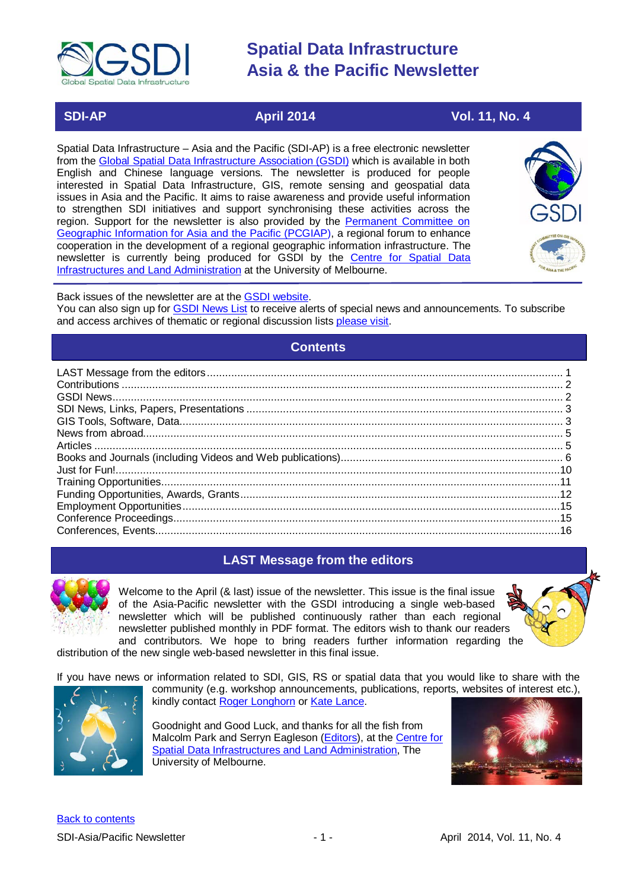# Spatial Data Infrastructure Asia & the Pacific Newsletter

| SDI-AP | April 2014 | Vol. 11, No. 4 |
|---|---|---|

Spatial Data Infrastructure – Asia and the Pacific (SDI-AP) is a free electronic newsletter from the Global Spatial Data Infrastructure Association (GSDI) which is available in both English and Chinese language versions. The newsletter is produced for people interested in Spatial Data Infrastructure, GIS, remote sensing and geospatial data issues in Asia and the Pacific. It aims to raise awareness and provide useful information to strengthen SDI initiatives and support synchronising these activities across the region. Support for the newsletter is also provided by the Permanent Committee on Geographic Information for Asia and the Pacific (PCGIAP), a regional forum to enhance cooperation in the development of a regional geographic information infrastructure. The newsletter is currently being produced for GSDI by the Centre for Spatial Data Infrastructures and Land Administration at the University of Melbourne.

Back issues of the newsletter are at the GSDI website.
You can also sign up for GSDI News List to receive alerts of special news and announcements. To subscribe and access archives of thematic or regional discussion lists please visit.

## Contents

- LAST Message from the editors ..... 1
- Contributions ..... 2
- GSDI News ..... 2
- SDI News, Links, Papers, Presentations ..... 3
- GIS Tools, Software, Data ..... 3
- News from abroad ..... 5
- Articles ..... 5
- Books and Journals (including Videos and Web publications) ..... 6
- Just for Fun! ..... 10
- Training Opportunities ..... 11
- Funding Opportunities, Awards, Grants ..... 12
- Employment Opportunities ..... 15
- Conference Proceedings ..... 15
- Conferences, Events ..... 16

## LAST Message from the editors

Welcome to the April (& last) issue of the newsletter. This issue is the final issue of the Asia-Pacific newsletter with the GSDI introducing a single web-based newsletter which will be published continuously rather than each regional newsletter published monthly in PDF format. The editors wish to thank our readers and contributors. We hope to bring readers further information regarding the distribution of the new single web-based newsletter in this final issue.

If you have news or information related to SDI, GIS, RS or spatial data that you would like to share with the community (e.g. workshop announcements, publications, reports, websites of interest etc.), kindly contact Roger Longhorn or Kate Lance.

Goodnight and Good Luck, and thanks for all the fish from Malcolm Park and Serryn Eagleson (Editors), at the Centre for Spatial Data Infrastructures and Land Administration, The University of Melbourne.

Back to contents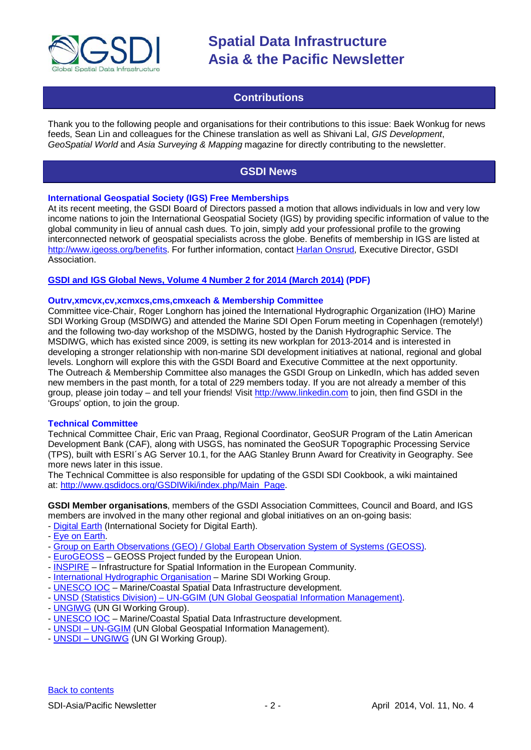## Contributions

Thank you to the following people and organisations for their contributions to this issue: Baek Wonkug for news feeds, Sean Lin and colleagues for the Chinese translation as well as Shivani Lal, *GIS Development*, *GeoSpatial World* and *Asia Surveying & Mapping* magazine for directly contributing to the newsletter.

## GSDI News

### International Geospatial Society (IGS) Free Memberships

At its recent meeting, the GSDI Board of Directors passed a motion that allows individuals in low and very low income nations to join the International Geospatial Society (IGS) by providing specific information of value to the global community in lieu of annual cash dues. To join, simply add your professional profile to the growing interconnected network of geospatial specialists across the globe. Benefits of membership in IGS are listed at http://www.igeoss.org/benefits. For further information, contact Harlan Onsrud, Executive Director, GSDI Association.

### GSDI and IGS Global News, Volume 4 Number 2 for 2014 (March 2014) (PDF)

### Outrv,xmcvx,cv,xcmxcs,cms,cmxeach & Membership Committee

Committee vice-Chair, Roger Longhorn has joined the International Hydrographic Organization (IHO) Marine SDI Working Group (MSDIWG) and attended the Marine SDI Open Forum meeting in Copenhagen (remotely!) and the following two-day workshop of the MSDIWG, hosted by the Danish Hydrographic Service. The MSDIWG, which has existed since 2009, is setting its new workplan for 2013-2014 and is interested in developing a stronger relationship with non-marine SDI development initiatives at national, regional and global levels. Longhorn will explore this with the GSDI Board and Executive Committee at the next opportunity.
The Outreach & Membership Committee also manages the GSDI Group on LinkedIn, which has added seven new members in the past month, for a total of 229 members today. If you are not already a member of this group, please join today – and tell your friends! Visit http://www.linkedin.com to join, then find GSDI in the 'Groups' option, to join the group.

### Technical Committee

Technical Committee Chair, Eric van Praag, Regional Coordinator, GeoSUR Program of the Latin American Development Bank (CAF), along with USGS, has nominated the GeoSUR Topographic Processing Service (TPS), built with ESRI´s AG Server 10.1, for the AAG Stanley Brunn Award for Creativity in Geography. See more news later in this issue.
The Technical Committee is also responsible for updating of the GSDI SDI Cookbook, a wiki maintained at: http://www.gsdidocs.org/GSDIWiki/index.php/Main_Page.

**GSDI Member organisations**, members of the GSDI Association Committees, Council and Board, and IGS members are involved in the many other regional and global initiatives on an on-going basis:

- Digital Earth (International Society for Digital Earth).
- Eye on Earth.
- Group on Earth Observations (GEO) / Global Earth Observation System of Systems (GEOSS).
- EuroGEOSS – GEOSS Project funded by the European Union.
- INSPIRE – Infrastructure for Spatial Information in the European Community.
- International Hydrographic Organisation – Marine SDI Working Group.
- UNESCO IOC – Marine/Coastal Spatial Data Infrastructure development.
- UNSD (Statistics Division) – UN-GGIM (UN Global Geospatial Information Management).
- UNGIWG (UN GI Working Group).
- UNESCO IOC – Marine/Coastal Spatial Data Infrastructure development.
- UNSDI – UN-GGIM (UN Global Geospatial Information Management).
- UNSDI – UNGIWG (UN GI Working Group).

Back to contents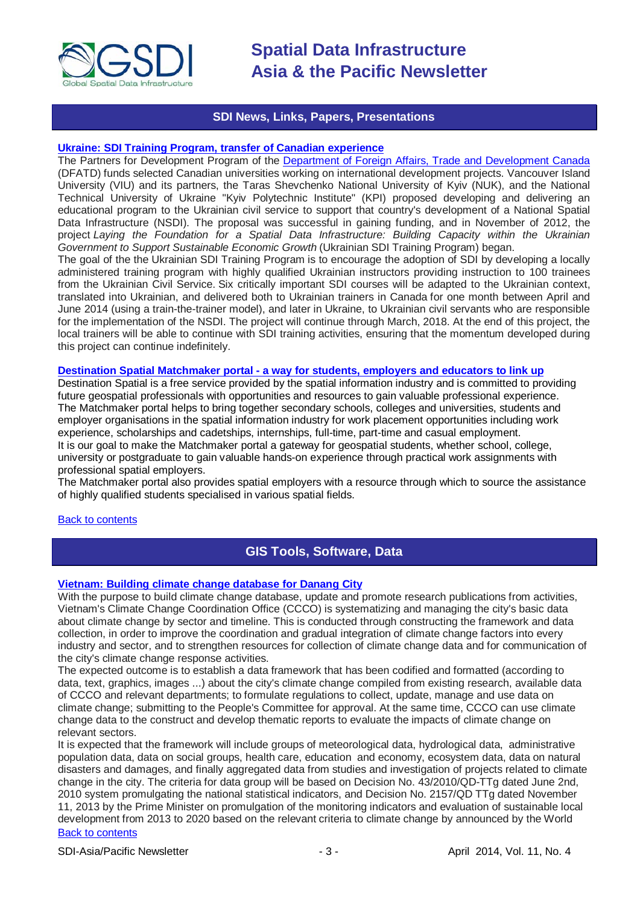## SDI News, Links, Papers, Presentations

**Ukraine: SDI Training Program, transfer of Canadian experience**

The Partners for Development Program of the Department of Foreign Affairs, Trade and Development Canada (DFATD) funds selected Canadian universities working on international development projects. Vancouver Island University (VIU) and its partners, the Taras Shevchenko National University of Kyiv (NUK), and the National Technical University of Ukraine "Kyiv Polytechnic Institute" (KPI) proposed developing and delivering an educational program to the Ukrainian civil service to support that country's development of a National Spatial Data Infrastructure (NSDI). The proposal was successful in gaining funding, and in November of 2012, the project *Laying the Foundation for a Spatial Data Infrastructure: Building Capacity within the Ukrainian Government to Support Sustainable Economic Growth* (Ukrainian SDI Training Program) began.

The goal of the the Ukrainian SDI Training Program is to encourage the adoption of SDI by developing a locally administered training program with highly qualified Ukrainian instructors providing instruction to 100 trainees from the Ukrainian Civil Service. Six critically important SDI courses will be adapted to the Ukrainian context, translated into Ukrainian, and delivered both to Ukrainian trainers in Canada for one month between April and June 2014 (using a train-the-trainer model), and later in Ukraine, to Ukrainian civil servants who are responsible for the implementation of the NSDI. The project will continue through March, 2018. At the end of this project, the local trainers will be able to continue with SDI training activities, ensuring that the momentum developed during this project can continue indefinitely.

**Destination Spatial Matchmaker portal - a way for students, employers and educators to link up**

Destination Spatial is a free service provided by the spatial information industry and is committed to providing future geospatial professionals with opportunities and resources to gain valuable professional experience. The Matchmaker portal helps to bring together secondary schools, colleges and universities, students and employer organisations in the spatial information industry for work placement opportunities including work experience, scholarships and cadetships, internships, full-time, part-time and casual employment.

It is our goal to make the Matchmaker portal a gateway for geospatial students, whether school, college, university or postgraduate to gain valuable hands-on experience through practical work assignments with professional spatial employers.

The Matchmaker portal also provides spatial employers with a resource through which to source the assistance of highly qualified students specialised in various spatial fields.

Back to contents

## GIS Tools, Software, Data

**Vietnam: Building climate change database for Danang City**

With the purpose to build climate change database, update and promote research publications from activities, Vietnam's Climate Change Coordination Office (CCCO) is systematizing and managing the city's basic data about climate change by sector and timeline. This is conducted through constructing the framework and data collection, in order to improve the coordination and gradual integration of climate change factors into every industry and sector, and to strengthen resources for collection of climate change data and for communication of the city's climate change response activities.

The expected outcome is to establish a data framework that has been codified and formatted (according to data, text, graphics, images ...) about the city's climate change compiled from existing research, available data of CCCO and relevant departments; to formulate regulations to collect, update, manage and use data on climate change; submitting to the People's Committee for approval. At the same time, CCCO can use climate change data to the construct and develop thematic reports to evaluate the impacts of climate change on relevant sectors.

It is expected that the framework will include groups of meteorological data, hydrological data, administrative population data, data on social groups, health care, education and economy, ecosystem data, data on natural disasters and damages, and finally aggregated data from studies and investigation of projects related to climate change in the city. The criteria for data group will be based on Decision No. 43/2010/QD-TTg dated June 2nd, 2010 system promulgating the national statistical indicators, and Decision No. 2157/QD TTg dated November 11, 2013 by the Prime Minister on promulgation of the monitoring indicators and evaluation of sustainable local development from 2013 to 2020 based on the relevant criteria to climate change by announced by the World

Back to contents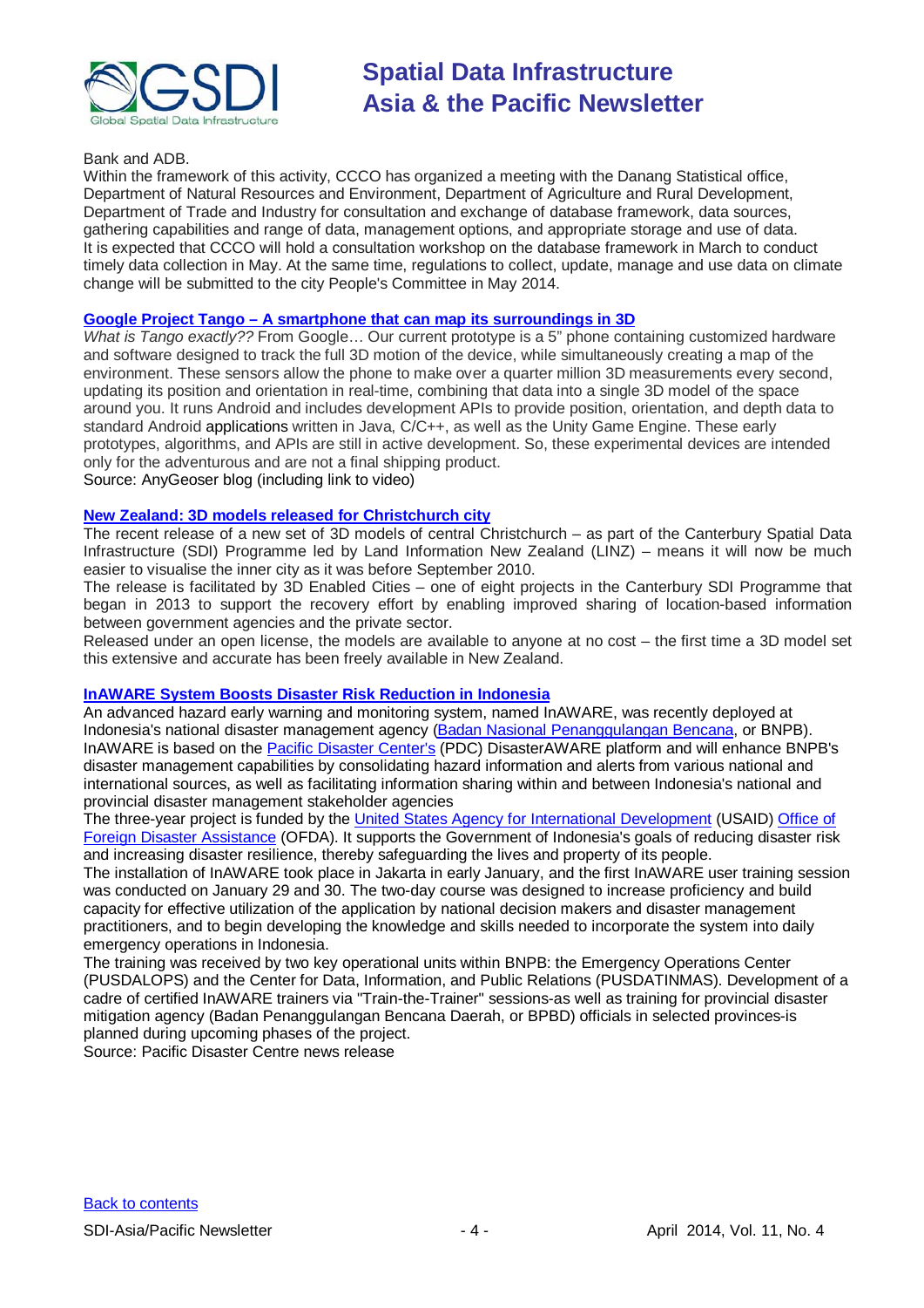Bank and ADB.

Within the framework of this activity, CCCO has organized a meeting with the Danang Statistical office, Department of Natural Resources and Environment, Department of Agriculture and Rural Development, Department of Trade and Industry for consultation and exchange of database framework, data sources, gathering capabilities and range of data, management options, and appropriate storage and use of data. It is expected that CCCO will hold a consultation workshop on the database framework in March to conduct timely data collection in May. At the same time, regulations to collect, update, manage and use data on climate change will be submitted to the city People's Committee in May 2014.

### [Google Project Tango – A smartphone that can map its surroundings in 3D]

*What is Tango exactly??* From Google… Our current prototype is a 5" phone containing customized hardware and software designed to track the full 3D motion of the device, while simultaneously creating a map of the environment. These sensors allow the phone to make over a quarter million 3D measurements every second, updating its position and orientation in real-time, combining that data into a single 3D model of the space around you. It runs Android and includes development APIs to provide position, orientation, and depth data to standard Android applications written in Java, C/C++, as well as the Unity Game Engine. These early prototypes, algorithms, and APIs are still in active development. So, these experimental devices are intended only for the adventurous and are not a final shipping product.

Source: AnyGeoser blog (including link to video)

### [New Zealand: 3D models released for Christchurch city]

The recent release of a new set of 3D models of central Christchurch – as part of the Canterbury Spatial Data Infrastructure (SDI) Programme led by Land Information New Zealand (LINZ) – means it will now be much easier to visualise the inner city as it was before September 2010.

The release is facilitated by 3D Enabled Cities – one of eight projects in the Canterbury SDI Programme that began in 2013 to support the recovery effort by enabling improved sharing of location-based information between government agencies and the private sector.

Released under an open license, the models are available to anyone at no cost – the first time a 3D model set this extensive and accurate has been freely available in New Zealand.

### [InAWARE System Boosts Disaster Risk Reduction in Indonesia]

An advanced hazard early warning and monitoring system, named InAWARE, was recently deployed at Indonesia's national disaster management agency ([Badan Nasional Penanggulangan Bencana], or BNPB). InAWARE is based on the [Pacific Disaster Center's] (PDC) DisasterAWARE platform and will enhance BNPB's disaster management capabilities by consolidating hazard information and alerts from various national and international sources, as well as facilitating information sharing within and between Indonesia's national and provincial disaster management stakeholder agencies

The three-year project is funded by the [United States Agency for International Development] (USAID) [Office of Foreign Disaster Assistance] (OFDA). It supports the Government of Indonesia's goals of reducing disaster risk and increasing disaster resilience, thereby safeguarding the lives and property of its people.

The installation of InAWARE took place in Jakarta in early January, and the first InAWARE user training session was conducted on January 29 and 30. The two-day course was designed to increase proficiency and build capacity for effective utilization of the application by national decision makers and disaster management practitioners, and to begin developing the knowledge and skills needed to incorporate the system into daily emergency operations in Indonesia.

The training was received by two key operational units within BNPB: the Emergency Operations Center (PUSDALOPS) and the Center for Data, Information, and Public Relations (PUSDATINMAS). Development of a cadre of certified InAWARE trainers via "Train-the-Trainer" sessions-as well as training for provincial disaster mitigation agency (Badan Penanggulangan Bencana Daerah, or BPBD) officials in selected provinces-is planned during upcoming phases of the project.

Source: Pacific Disaster Centre news release

[Back to contents]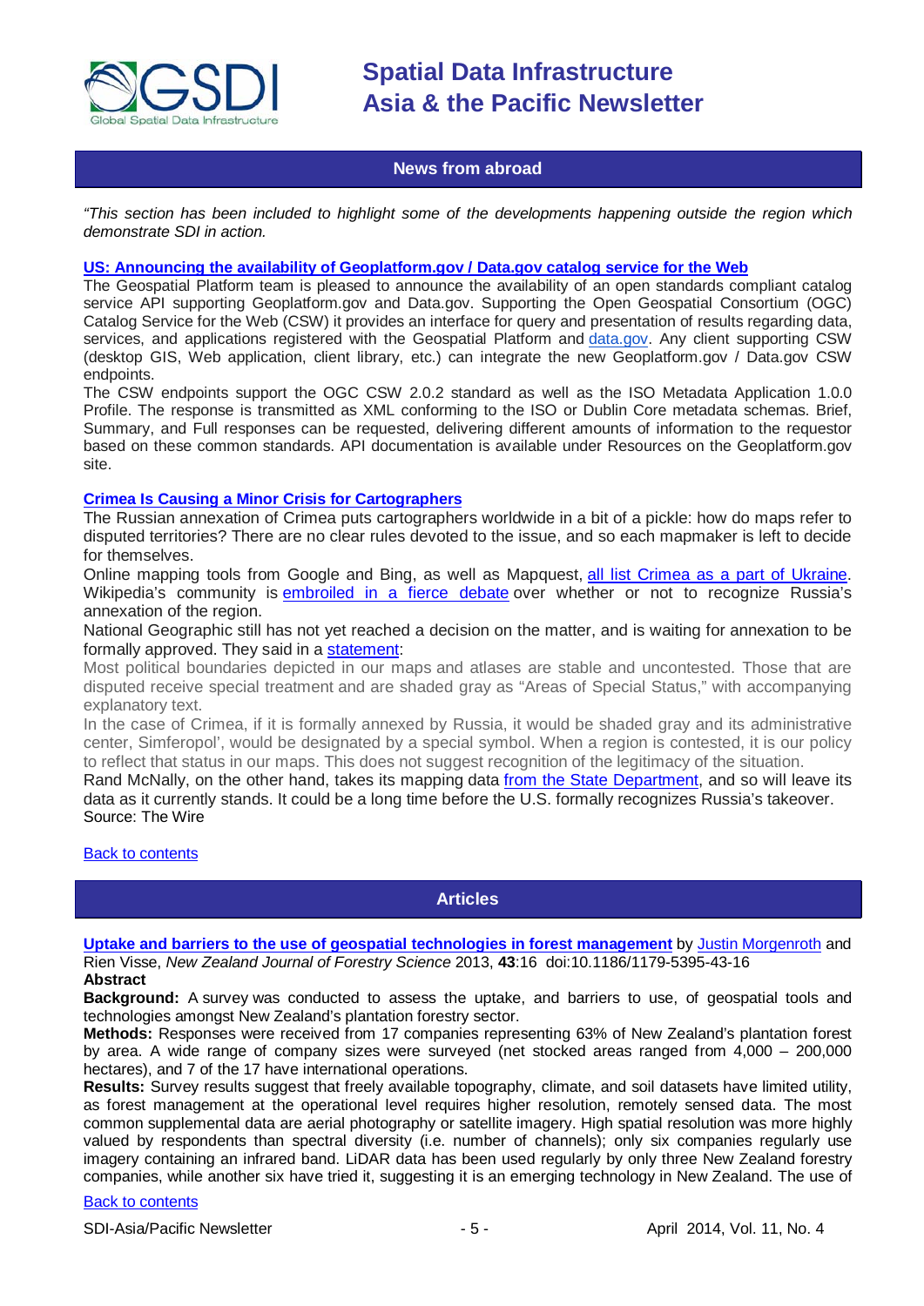## News from abroad

*"This section has been included to highlight some of the developments happening outside the region which demonstrate SDI in action.*

**US: Announcing the availability of Geoplatform.gov / Data.gov catalog service for the Web**

The Geospatial Platform team is pleased to announce the availability of an open standards compliant catalog service API supporting Geoplatform.gov and Data.gov. Supporting the Open Geospatial Consortium (OGC) Catalog Service for the Web (CSW) it provides an interface for query and presentation of results regarding data, services, and applications registered with the Geospatial Platform and data.gov. Any client supporting CSW (desktop GIS, Web application, client library, etc.) can integrate the new Geoplatform.gov / Data.gov CSW endpoints.

The CSW endpoints support the OGC CSW 2.0.2 standard as well as the ISO Metadata Application 1.0.0 Profile. The response is transmitted as XML conforming to the ISO or Dublin Core metadata schemas. Brief, Summary, and Full responses can be requested, delivering different amounts of information to the requestor based on these common standards. API documentation is available under Resources on the Geoplatform.gov site.

**Crimea Is Causing a Minor Crisis for Cartographers**

The Russian annexation of Crimea puts cartographers worldwide in a bit of a pickle: how do maps refer to disputed territories? There are no clear rules devoted to the issue, and so each mapmaker is left to decide for themselves.

Online mapping tools from Google and Bing, as well as Mapquest, all list Crimea as a part of Ukraine. Wikipedia's community is embroiled in a fierce debate over whether or not to recognize Russia's annexation of the region.

National Geographic still has not yet reached a decision on the matter, and is waiting for annexation to be formally approved. They said in a statement:

Most political boundaries depicted in our maps and atlases are stable and uncontested. Those that are disputed receive special treatment and are shaded gray as "Areas of Special Status," with accompanying explanatory text.

In the case of Crimea, if it is formally annexed by Russia, it would be shaded gray and its administrative center, Simferopol', would be designated by a special symbol. When a region is contested, it is our policy to reflect that status in our maps. This does not suggest recognition of the legitimacy of the situation.

Rand McNally, on the other hand, takes its mapping data from the State Department, and so will leave its data as it currently stands. It could be a long time before the U.S. formally recognizes Russia's takeover.

Source: The Wire

Back to contents

## Articles

**Uptake and barriers to the use of geospatial technologies in forest management** by Justin Morgenroth and Rien Visse, *New Zealand Journal of Forestry Science* 2013, **43**:16 doi:10.1186/1179-5395-43-16

**Abstract**

**Background:** A survey was conducted to assess the uptake, and barriers to use, of geospatial tools and technologies amongst New Zealand's plantation forestry sector.

**Methods:** Responses were received from 17 companies representing 63% of New Zealand's plantation forest by area. A wide range of company sizes were surveyed (net stocked areas ranged from 4,000 – 200,000 hectares), and 7 of the 17 have international operations.

**Results:** Survey results suggest that freely available topography, climate, and soil datasets have limited utility, as forest management at the operational level requires higher resolution, remotely sensed data. The most common supplemental data are aerial photography or satellite imagery. High spatial resolution was more highly valued by respondents than spectral diversity (i.e. number of channels); only six companies regularly use imagery containing an infrared band. LiDAR data has been used regularly by only three New Zealand forestry companies, while another six have tried it, suggesting it is an emerging technology in New Zealand. The use of

Back to contents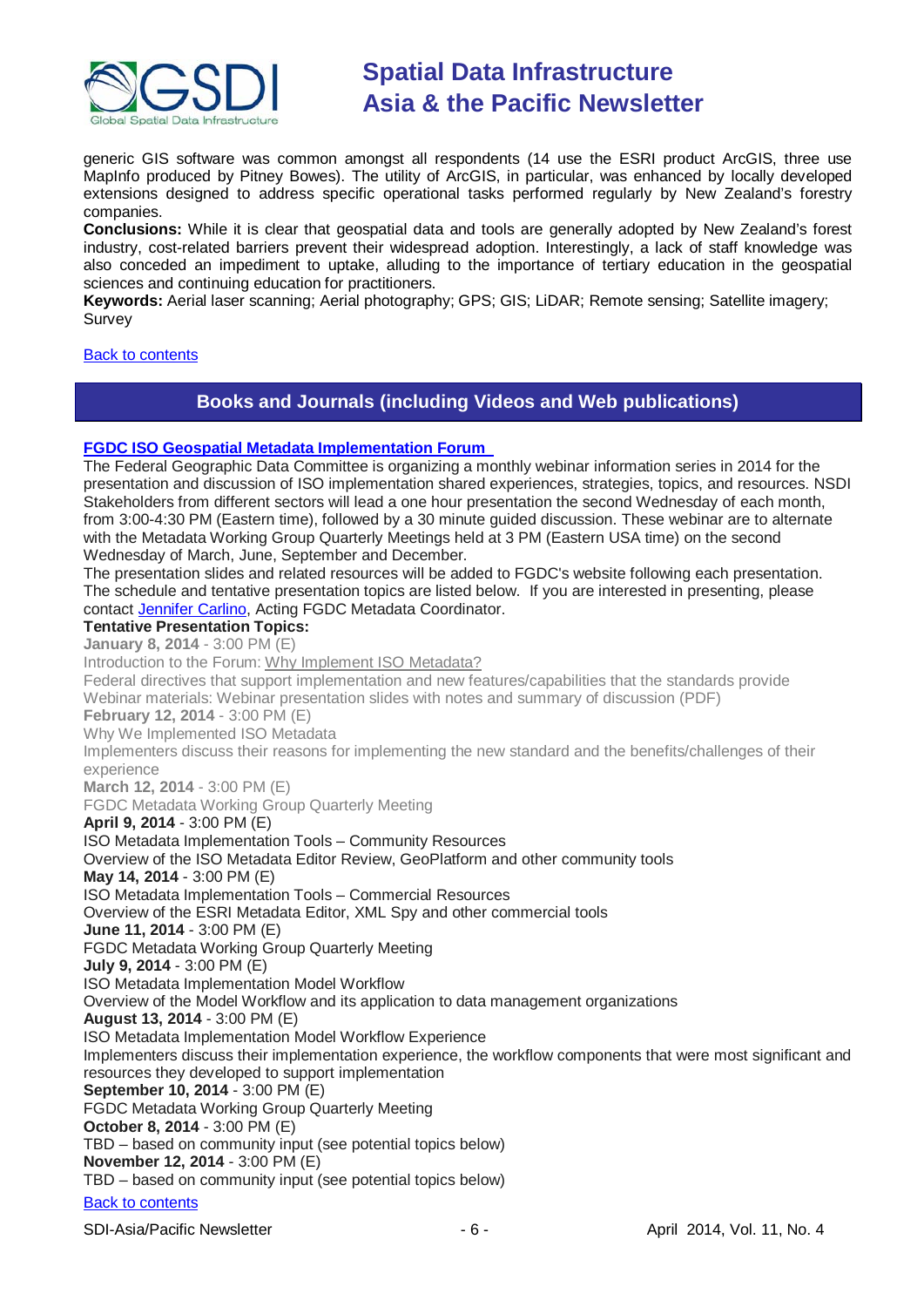generic GIS software was common amongst all respondents (14 use the ESRI product ArcGIS, three use MapInfo produced by Pitney Bowes). The utility of ArcGIS, in particular, was enhanced by locally developed extensions designed to address specific operational tasks performed regularly by New Zealand's forestry companies.

**Conclusions:** While it is clear that geospatial data and tools are generally adopted by New Zealand's forest industry, cost-related barriers prevent their widespread adoption. Interestingly, a lack of staff knowledge was also conceded an impediment to uptake, alluding to the importance of tertiary education in the geospatial sciences and continuing education for practitioners.

**Keywords:** Aerial laser scanning; Aerial photography; GPS; GIS; LiDAR; Remote sensing; Satellite imagery; Survey

Back to contents

## Books and Journals (including Videos and Web publications)

### FGDC ISO Geospatial Metadata Implementation Forum

The Federal Geographic Data Committee is organizing a monthly webinar information series in 2014 for the presentation and discussion of ISO implementation shared experiences, strategies, topics, and resources. NSDI Stakeholders from different sectors will lead a one hour presentation the second Wednesday of each month, from 3:00-4:30 PM (Eastern time), followed by a 30 minute guided discussion. These webinar are to alternate with the Metadata Working Group Quarterly Meetings held at 3 PM (Eastern USA time) on the second Wednesday of March, June, September and December.

The presentation slides and related resources will be added to FGDC's website following each presentation. The schedule and tentative presentation topics are listed below. If you are interested in presenting, please contact Jennifer Carlino, Acting FGDC Metadata Coordinator.

**Tentative Presentation Topics:**

**January 8, 2014** - 3:00 PM (E)
Introduction to the Forum: Why Implement ISO Metadata?
Federal directives that support implementation and new features/capabilities that the standards provide
Webinar materials: Webinar presentation slides with notes and summary of discussion (PDF)

**February 12, 2014** - 3:00 PM (E)
Why We Implemented ISO Metadata
Implementers discuss their reasons for implementing the new standard and the benefits/challenges of their experience

**March 12, 2014** - 3:00 PM (E)
FGDC Metadata Working Group Quarterly Meeting

**April 9, 2014** - 3:00 PM (E)
ISO Metadata Implementation Tools – Community Resources
Overview of the ISO Metadata Editor Review, GeoPlatform and other community tools

**May 14, 2014** - 3:00 PM (E)
ISO Metadata Implementation Tools – Commercial Resources
Overview of the ESRI Metadata Editor, XML Spy and other commercial tools

**June 11, 2014** - 3:00 PM (E)
FGDC Metadata Working Group Quarterly Meeting

**July 9, 2014** - 3:00 PM (E)
ISO Metadata Implementation Model Workflow
Overview of the Model Workflow and its application to data management organizations

**August 13, 2014** - 3:00 PM (E)
ISO Metadata Implementation Model Workflow Experience
Implementers discuss their implementation experience, the workflow components that were most significant and resources they developed to support implementation

**September 10, 2014** - 3:00 PM (E)
FGDC Metadata Working Group Quarterly Meeting

**October 8, 2014** - 3:00 PM (E)
TBD – based on community input (see potential topics below)

**November 12, 2014** - 3:00 PM (E)
TBD – based on community input (see potential topics below)

Back to contents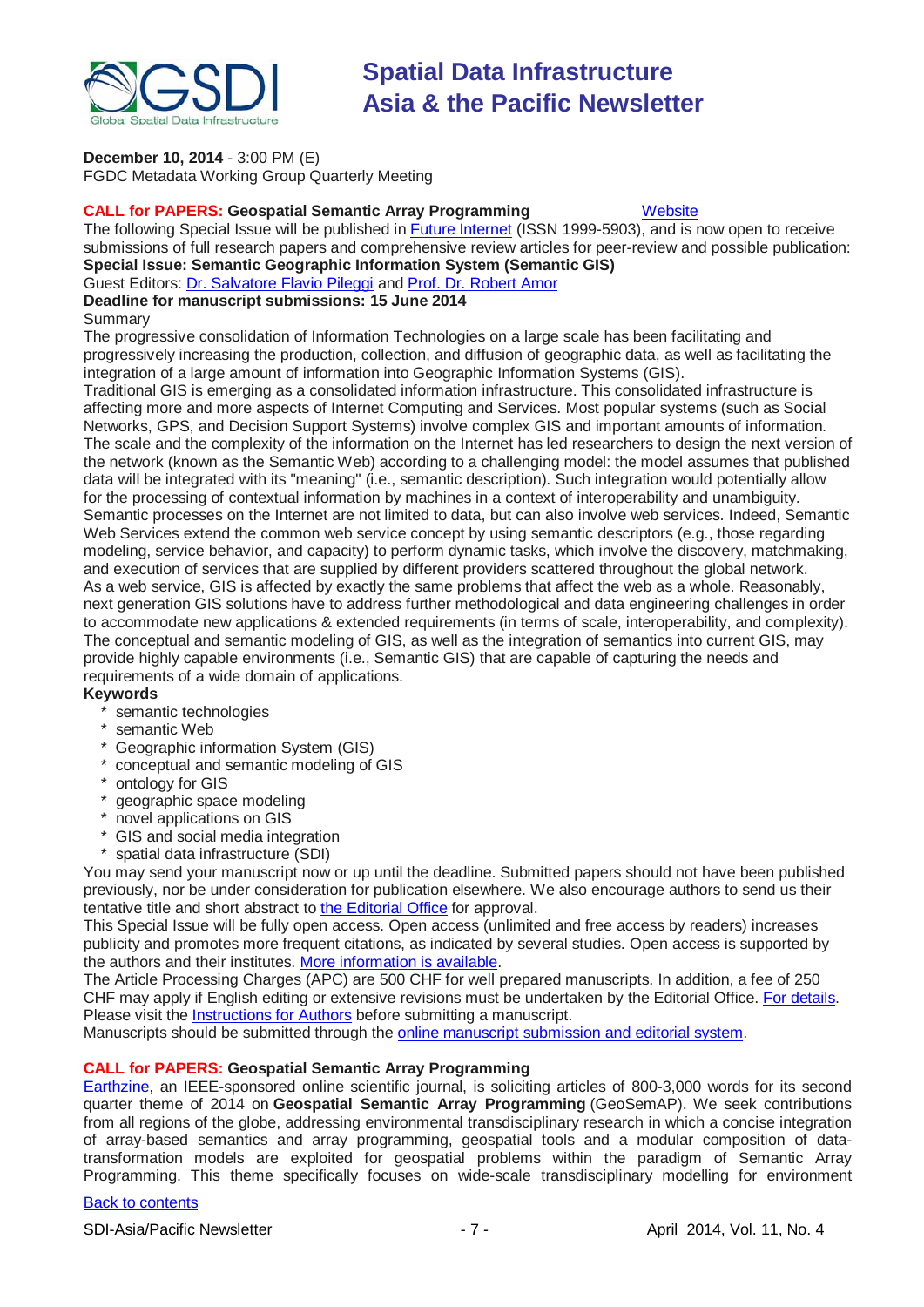**December 10, 2014** - 3:00 PM (E)
FGDC Metadata Working Group Quarterly Meeting

**CALL for PAPERS: Geospatial Semantic Array Programming** Website

The following Special Issue will be published in Future Internet (ISSN 1999-5903), and is now open to receive submissions of full research papers and comprehensive review articles for peer-review and possible publication:

**Special Issue: Semantic Geographic Information System (Semantic GIS)**

Guest Editors: Dr. Salvatore Flavio Pileggi and Prof. Dr. Robert Amor

**Deadline for manuscript submissions: 15 June 2014**

Summary

The progressive consolidation of Information Technologies on a large scale has been facilitating and progressively increasing the production, collection, and diffusion of geographic data, as well as facilitating the integration of a large amount of information into Geographic Information Systems (GIS).

Traditional GIS is emerging as a consolidated information infrastructure. This consolidated infrastructure is affecting more and more aspects of Internet Computing and Services. Most popular systems (such as Social Networks, GPS, and Decision Support Systems) involve complex GIS and important amounts of information. The scale and the complexity of the information on the Internet has led researchers to design the next version of the network (known as the Semantic Web) according to a challenging model: the model assumes that published data will be integrated with its "meaning" (i.e., semantic description). Such integration would potentially allow for the processing of contextual information by machines in a context of interoperability and unambiguity. Semantic processes on the Internet are not limited to data, but can also involve web services. Indeed, Semantic Web Services extend the common web service concept by using semantic descriptors (e.g., those regarding modeling, service behavior, and capacity) to perform dynamic tasks, which involve the discovery, matchmaking, and execution of services that are supplied by different providers scattered throughout the global network. As a web service, GIS is affected by exactly the same problems that affect the web as a whole. Reasonably, next generation GIS solutions have to address further methodological and data engineering challenges in order to accommodate new applications & extended requirements (in terms of scale, interoperability, and complexity). The conceptual and semantic modeling of GIS, as well as the integration of semantics into current GIS, may provide highly capable environments (i.e., Semantic GIS) that are capable of capturing the needs and requirements of a wide domain of applications.

**Keywords**

* semantic technologies
* semantic Web
* Geographic information System (GIS)
* conceptual and semantic modeling of GIS
* ontology for GIS
* geographic space modeling
* novel applications on GIS
* GIS and social media integration
* spatial data infrastructure (SDI)

You may send your manuscript now or up until the deadline. Submitted papers should not have been published previously, nor be under consideration for publication elsewhere. We also encourage authors to send us their tentative title and short abstract to the Editorial Office for approval.

This Special Issue will be fully open access. Open access (unlimited and free access by readers) increases publicity and promotes more frequent citations, as indicated by several studies. Open access is supported by the authors and their institutes. More information is available.

The Article Processing Charges (APC) are 500 CHF for well prepared manuscripts. In addition, a fee of 250 CHF may apply if English editing or extensive revisions must be undertaken by the Editorial Office. For details. Please visit the Instructions for Authors before submitting a manuscript.

Manuscripts should be submitted through the online manuscript submission and editorial system.

**CALL for PAPERS: Geospatial Semantic Array Programming**

Earthzine, an IEEE-sponsored online scientific journal, is soliciting articles of 800-3,000 words for its second quarter theme of 2014 on **Geospatial Semantic Array Programming** (GeoSemAP). We seek contributions from all regions of the globe, addressing environmental transdisciplinary research in which a concise integration of array-based semantics and array programming, geospatial tools and a modular composition of data-transformation models are exploited for geospatial problems within the paradigm of Semantic Array Programming. This theme specifically focuses on wide-scale transdisciplinary modelling for environment

Back to contents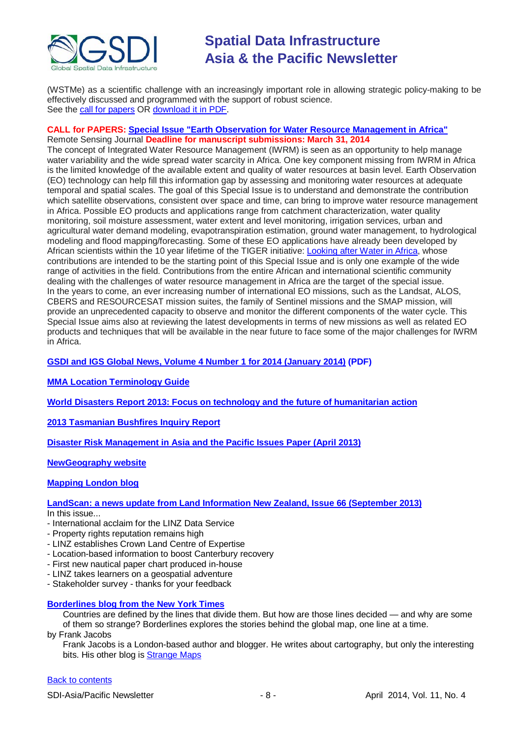(WSTMe) as a scientific challenge with an increasingly important role in allowing strategic policy-making to be effectively discussed and programmed with the support of robust science.
See the call for papers OR download it in PDF.

**CALL for PAPERS: Special Issue "Earth Observation for Water Resource Management in Africa"**
Remote Sensing Journal **Deadline for manuscript submissions: March 31, 2014**
The concept of Integrated Water Resource Management (IWRM) is seen as an opportunity to help manage water variability and the wide spread water scarcity in Africa. One key component missing from IWRM in Africa is the limited knowledge of the available extent and quality of water resources at basin level. Earth Observation (EO) technology can help fill this information gap by assessing and monitoring water resources at adequate temporal and spatial scales. The goal of this Special Issue is to understand and demonstrate the contribution which satellite observations, consistent over space and time, can bring to improve water resource management in Africa. Possible EO products and applications range from catchment characterization, water quality monitoring, soil moisture assessment, water extent and level monitoring, irrigation services, urban and agricultural water demand modeling, evapotranspiration estimation, ground water management, to hydrological modeling and flood mapping/forecasting. Some of these EO applications have already been developed by African scientists within the 10 year lifetime of the TIGER initiative: Looking after Water in Africa, whose contributions are intended to be the starting point of this Special Issue and is only one example of the wide range of activities in the field. Contributions from the entire African and international scientific community dealing with the challenges of water resource management in Africa are the target of the special issue.
In the years to come, an ever increasing number of international EO missions, such as the Landsat, ALOS, CBERS and RESOURCESAT mission suites, the family of Sentinel missions and the SMAP mission, will provide an unprecedented capacity to observe and monitor the different components of the water cycle. This Special Issue aims also at reviewing the latest developments in terms of new missions as well as related EO products and techniques that will be available in the near future to face some of the major challenges for IWRM in Africa.

**GSDI and IGS Global News, Volume 4 Number 1 for 2014 (January 2014) (PDF)**

**MMA Location Terminology Guide**

**World Disasters Report 2013: Focus on technology and the future of humanitarian action**

**2013 Tasmanian Bushfires Inquiry Report**

**Disaster Risk Management in Asia and the Pacific Issues Paper (April 2013)**

**NewGeography website**

**Mapping London blog**

**LandScan: a news update from Land Information New Zealand, Issue 66 (September 2013)**
In this issue...
- International acclaim for the LINZ Data Service
- Property rights reputation remains high
- LINZ establishes Crown Land Centre of Expertise
- Location-based information to boost Canterbury recovery
- First new nautical paper chart produced in-house
- LINZ takes learners on a geospatial adventure
- Stakeholder survey - thanks for your feedback

**Borderlines blog from the New York Times**

Countries are defined by the lines that divide them. But how are those lines decided — and why are some of them so strange? Borderlines explores the stories behind the global map, one line at a time.

by Frank Jacobs

Frank Jacobs is a London-based author and blogger. He writes about cartography, but only the interesting bits. His other blog is Strange Maps

Back to contents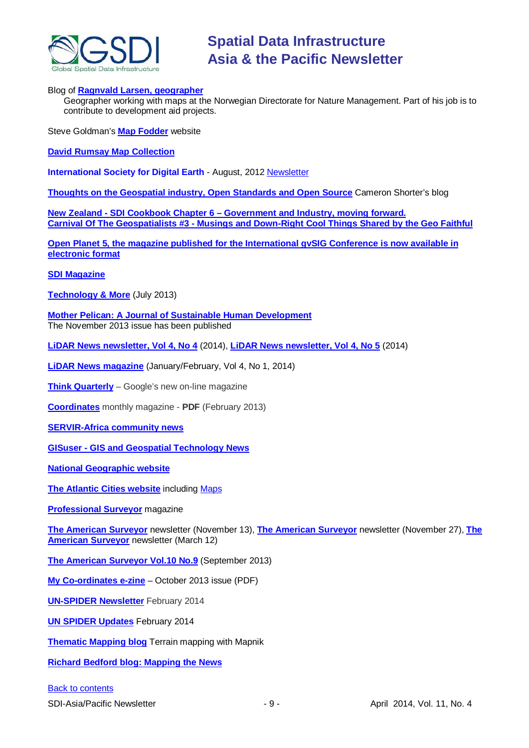Blog of **Ragnvald Larsen, geographer**

Geographer working with maps at the Norwegian Directorate for Nature Management. Part of his job is to contribute to development aid projects.

Steve Goldman's **Map Fodder** website

**David Rumsay Map Collection**

**International Society for Digital Earth** - August, 2012 Newsletter

**Thoughts on the Geospatial industry, Open Standards and Open Source** Cameron Shorter's blog

**New Zealand - SDI Cookbook Chapter 6 – Government and Industry, moving forward.**
**Carnival Of The Geospatialists #3 - Musings and Down-Right Cool Things Shared by the Geo Faithful**

**Open Planet 5, the magazine published for the International gvSIG Conference is now available in electronic format**

**SDI Magazine**

**Technology & More** (July 2013)

**Mother Pelican: A Journal of Sustainable Human Development**
The November 2013 issue has been published

**LiDAR News newsletter, Vol 4, No 4** (2014), **LiDAR News newsletter, Vol 4, No 5** (2014)

**LiDAR News magazine** (January/February, Vol 4, No 1, 2014)

**Think Quarterly** – Google's new on-line magazine

**Coordinates** monthly magazine - **PDF** (February 2013)

**SERVIR-Africa community news**

**GISuser - GIS and Geospatial Technology News**

**National Geographic website**

**The Atlantic Cities website** including Maps

**Professional Surveyor** magazine

**The American Surveyor** newsletter (November 13), **The American Surveyor** newsletter (November 27), **The American Surveyor** newsletter (March 12)

**The American Surveyor Vol.10 No.9** (September 2013)

**My Co-ordinates e-zine** – October 2013 issue (PDF)

**UN-SPIDER Newsletter** February 2014

**UN SPIDER Updates** February 2014

**Thematic Mapping blog** Terrain mapping with Mapnik

**Richard Bedford blog: Mapping the News**

Back to contents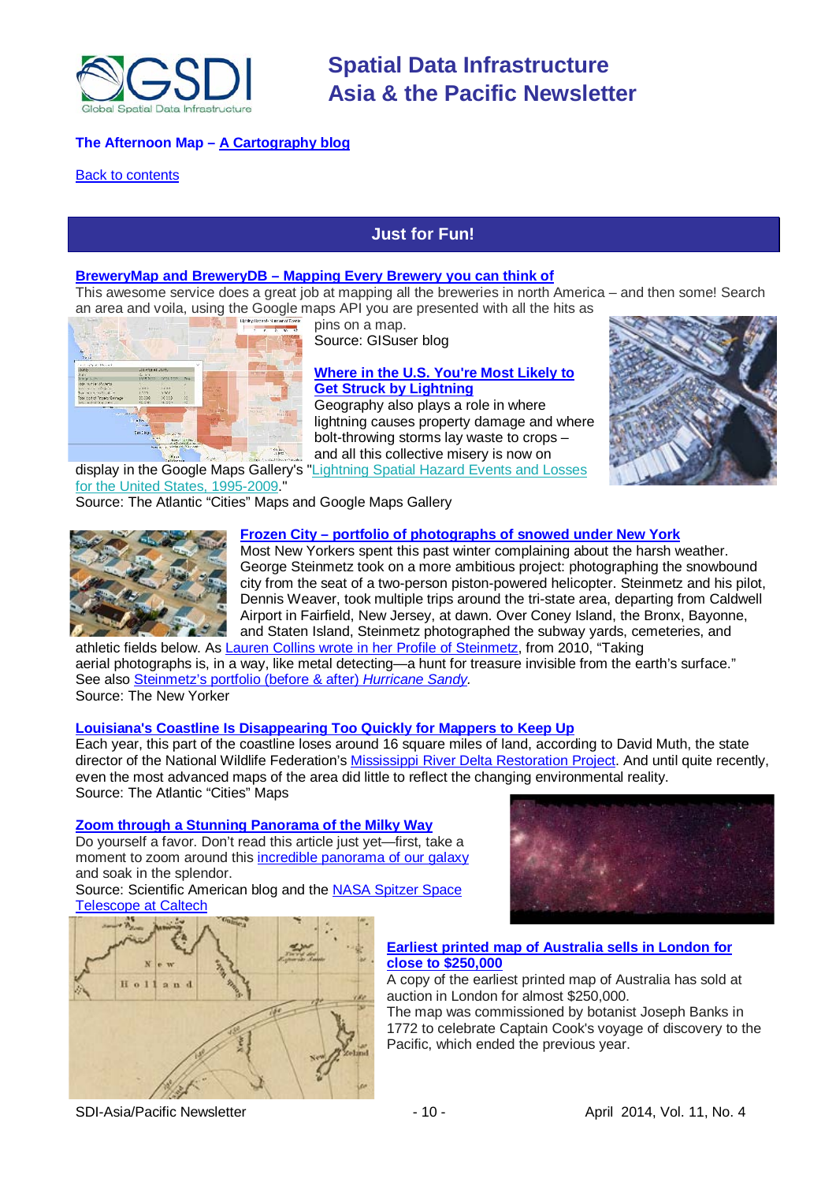**The Afternoon Map – A Cartography blog**

Back to contents

## Just for Fun!

**BreweryMap and BreweryDB – Mapping Every Brewery you can think of**

This awesome service does a great job at mapping all the breweries in north America – and then some! Search an area and voila, using the Google maps API you are presented with all the hits as pins on a map.
Source: GISuser blog

**Where in the U.S. You're Most Likely to Get Struck by Lightning**

Geography also plays a role in where lightning causes property damage and where bolt-throwing storms lay waste to crops – and all this collective misery is now on display in the Google Maps Gallery's "Lightning Spatial Hazard Events and Losses for the United States, 1995-2009."
Source: The Atlantic "Cities" Maps and Google Maps Gallery

**Frozen City – portfolio of photographs of snowed under New York**

Most New Yorkers spent this past winter complaining about the harsh weather. George Steinmetz took on a more ambitious project: photographing the snowbound city from the seat of a two-person piston-powered helicopter. Steinmetz and his pilot, Dennis Weaver, took multiple trips around the tri-state area, departing from Caldwell Airport in Fairfield, New Jersey, at dawn. Over Coney Island, the Bronx, Bayonne, and Staten Island, Steinmetz photographed the subway yards, cemeteries, and athletic fields below. As Lauren Collins wrote in her Profile of Steinmetz, from 2010, "Taking aerial photographs is, in a way, like metal detecting—a hunt for treasure invisible from the earth's surface." See also Steinmetz's portfolio (before & after) *Hurricane Sandy*.
Source: The New Yorker

**Louisiana's Coastline Is Disappearing Too Quickly for Mappers to Keep Up**

Each year, this part of the coastline loses around 16 square miles of land, according to David Muth, the state director of the National Wildlife Federation's Mississippi River Delta Restoration Project. And until quite recently, even the most advanced maps of the area did little to reflect the changing environmental reality.
Source: The Atlantic "Cities" Maps

**Zoom through a Stunning Panorama of the Milky Way**

Do yourself a favor. Don't read this article just yet—first, take a moment to zoom around this incredible panorama of our galaxy and soak in the splendor.
Source: Scientific American blog and the NASA Spitzer Space Telescope at Caltech

**Earliest printed map of Australia sells in London for close to $250,000**

A copy of the earliest printed map of Australia has sold at auction in London for almost $250,000.
The map was commissioned by botanist Joseph Banks in 1772 to celebrate Captain Cook's voyage of discovery to the Pacific, which ended the previous year.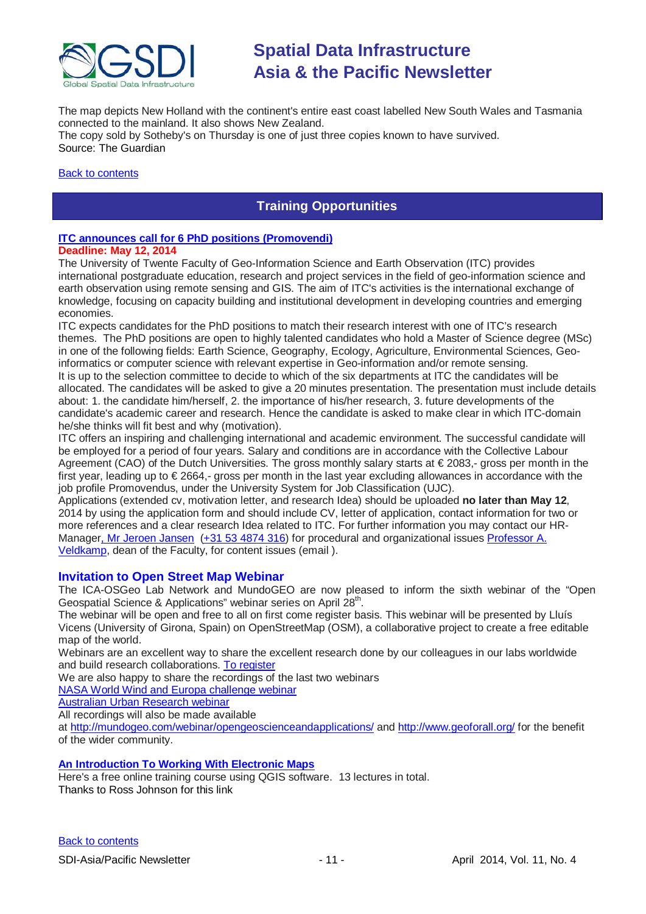The map depicts New Holland with the continent's entire east coast labelled New South Wales and Tasmania connected to the mainland. It also shows New Zealand.
The copy sold by Sotheby's on Thursday is one of just three copies known to have survived.
Source: The Guardian

Back to contents

## Training Opportunities

### ITC announces call for 6 PhD positions (Promovendi)

**Deadline: May 12, 2014**

The University of Twente Faculty of Geo-Information Science and Earth Observation (ITC) provides international postgraduate education, research and project services in the field of geo-information science and earth observation using remote sensing and GIS. The aim of ITC's activities is the international exchange of knowledge, focusing on capacity building and institutional development in developing countries and emerging economies.
ITC expects candidates for the PhD positions to match their research interest with one of ITC's research themes. The PhD positions are open to highly talented candidates who hold a Master of Science degree (MSc) in one of the following fields: Earth Science, Geography, Ecology, Agriculture, Environmental Sciences, Geo-informatics or computer science with relevant expertise in Geo-information and/or remote sensing.
It is up to the selection committee to decide to which of the six departments at ITC the candidates will be allocated. The candidates will be asked to give a 20 minutes presentation. The presentation must include details about: 1. the candidate him/herself, 2. the importance of his/her research, 3. future developments of the candidate's academic career and research. Hence the candidate is asked to make clear in which ITC-domain he/she thinks will fit best and why (motivation).
ITC offers an inspiring and challenging international and academic environment. The successful candidate will be employed for a period of four years. Salary and conditions are in accordance with the Collective Labour Agreement (CAO) of the Dutch Universities. The gross monthly salary starts at € 2083,- gross per month in the first year, leading up to € 2664,- gross per month in the last year excluding allowances in accordance with the job profile Promovendus, under the University System for Job Classification (UJC).
Applications (extended cv, motivation letter, and research Idea) should be uploaded **no later than May 12**, 2014 by using the application form and should include CV, letter of application, contact information for two or more references and a clear research Idea related to ITC. For further information you may contact our HR-Manager, Mr Jeroen Jansen (+31 53 4874 316) for procedural and organizational issues Professor A. Veldkamp, dean of the Faculty, for content issues (email ).

### Invitation to Open Street Map Webinar

The ICA-OSGeo Lab Network and MundoGEO are now pleased to inform the sixth webinar of the "Open Geospatial Science & Applications" webinar series on April 28th.
The webinar will be open and free to all on first come register basis. This webinar will be presented by Lluís Vicens (University of Girona, Spain) on OpenStreetMap (OSM), a collaborative project to create a free editable map of the world.
Webinars are an excellent way to share the excellent research done by our colleagues in our labs worldwide and build research collaborations. To register
We are also happy to share the recordings of the last two webinars
NASA World Wind and Europa challenge webinar
Australian Urban Research webinar
All recordings will also be made available at http://mundogeo.com/webinar/opengeoscienceandapplications/ and http://www.geoforall.org/ for the benefit of the wider community.

### An Introduction To Working With Electronic Maps

Here's a free online training course using QGIS software. 13 lectures in total.
Thanks to Ross Johnson for this link

Back to contents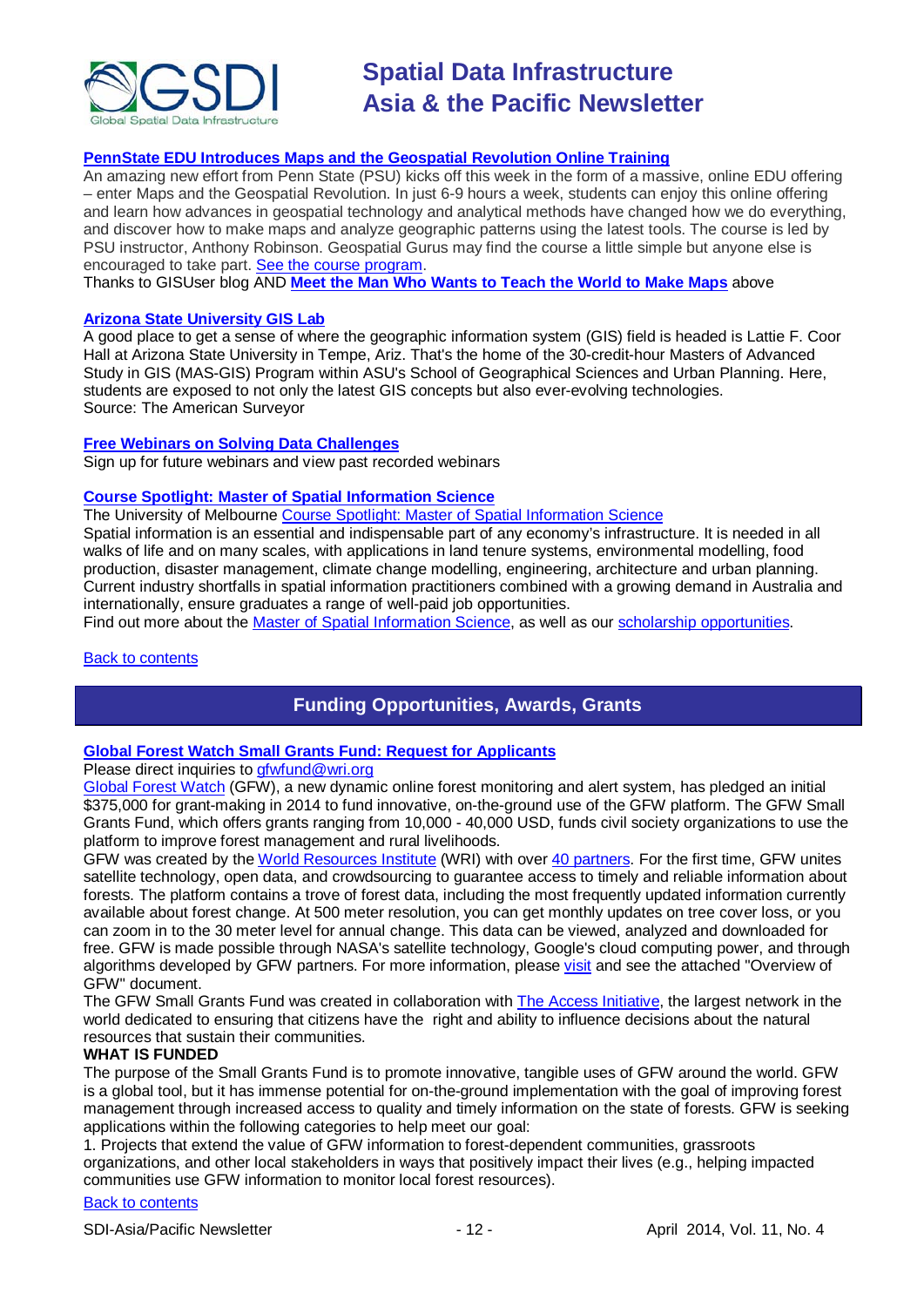**PennState EDU Introduces Maps and the Geospatial Revolution Online Training**

An amazing new effort from Penn State (PSU) kicks off this week in the form of a massive, online EDU offering – enter Maps and the Geospatial Revolution. In just 6-9 hours a week, students can enjoy this online offering and learn how advances in geospatial technology and analytical methods have changed how we do everything, and discover how to make maps and analyze geographic patterns using the latest tools. The course is led by PSU instructor, Anthony Robinson. Geospatial Gurus may find the course a little simple but anyone else is encouraged to take part. See the course program.

Thanks to GISUser blog AND **Meet the Man Who Wants to Teach the World to Make Maps** above

**Arizona State University GIS Lab**

A good place to get a sense of where the geographic information system (GIS) field is headed is Lattie F. Coor Hall at Arizona State University in Tempe, Ariz. That's the home of the 30-credit-hour Masters of Advanced Study in GIS (MAS-GIS) Program within ASU's School of Geographical Sciences and Urban Planning. Here, students are exposed to not only the latest GIS concepts but also ever-evolving technologies.

Source: The American Surveyor

**Free Webinars on Solving Data Challenges**

Sign up for future webinars and view past recorded webinars

**Course Spotlight: Master of Spatial Information Science**

The University of Melbourne Course Spotlight: Master of Spatial Information Science

Spatial information is an essential and indispensable part of any economy's infrastructure. It is needed in all walks of life and on many scales, with applications in land tenure systems, environmental modelling, food production, disaster management, climate change modelling, engineering, architecture and urban planning. Current industry shortfalls in spatial information practitioners combined with a growing demand in Australia and internationally, ensure graduates a range of well-paid job opportunities.

Find out more about the Master of Spatial Information Science, as well as our scholarship opportunities.

Back to contents

## Funding Opportunities, Awards, Grants

**Global Forest Watch Small Grants Fund: Request for Applicants**

Please direct inquiries to gfwfund@wri.org

Global Forest Watch (GFW), a new dynamic online forest monitoring and alert system, has pledged an initial $375,000 for grant-making in 2014 to fund innovative, on-the-ground use of the GFW platform. The GFW Small Grants Fund, which offers grants ranging from 10,000 - 40,000 USD, funds civil society organizations to use the platform to improve forest management and rural livelihoods.

GFW was created by the World Resources Institute (WRI) with over 40 partners. For the first time, GFW unites satellite technology, open data, and crowdsourcing to guarantee access to timely and reliable information about forests. The platform contains a trove of forest data, including the most frequently updated information currently available about forest change. At 500 meter resolution, you can get monthly updates on tree cover loss, or you can zoom in to the 30 meter level for annual change. This data can be viewed, analyzed and downloaded for free. GFW is made possible through NASA's satellite technology, Google's cloud computing power, and through algorithms developed by GFW partners. For more information, please visit and see the attached "Overview of GFW" document.

The GFW Small Grants Fund was created in collaboration with The Access Initiative, the largest network in the world dedicated to ensuring that citizens have the right and ability to influence decisions about the natural resources that sustain their communities.

**WHAT IS FUNDED**

The purpose of the Small Grants Fund is to promote innovative, tangible uses of GFW around the world. GFW is a global tool, but it has immense potential for on-the-ground implementation with the goal of improving forest management through increased access to quality and timely information on the state of forests. GFW is seeking applications within the following categories to help meet our goal:

1. Projects that extend the value of GFW information to forest-dependent communities, grassroots organizations, and other local stakeholders in ways that positively impact their lives (e.g., helping impacted communities use GFW information to monitor local forest resources).

Back to contents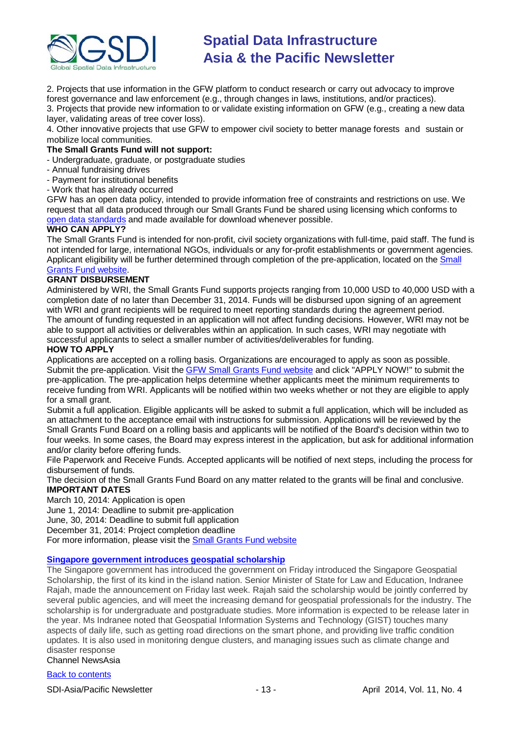2. Projects that use information in the GFW platform to conduct research or carry out advocacy to improve forest governance and law enforcement (e.g., through changes in laws, institutions, and/or practices).
3. Projects that provide new information to or validate existing information on GFW (e.g., creating a new data layer, validating areas of tree cover loss).
4. Other innovative projects that use GFW to empower civil society to better manage forests and sustain or mobilize local communities.

**The Small Grants Fund will not support:**

- Undergraduate, graduate, or postgraduate studies
- Annual fundraising drives
- Payment for institutional benefits
- Work that has already occurred

GFW has an open data policy, intended to provide information free of constraints and restrictions on use. We request that all data produced through our Small Grants Fund be shared using licensing which conforms to [open data standards](open data standards) and made available for download whenever possible.

**WHO CAN APPLY?**

The Small Grants Fund is intended for non-profit, civil society organizations with full-time, paid staff. The fund is not intended for large, international NGOs, individuals or any for-profit establishments or government agencies. Applicant eligibility will be further determined through completion of the pre-application, located on the [Small Grants Fund website](Small Grants Fund website).

**GRANT DISBURSEMENT**

Administered by WRI, the Small Grants Fund supports projects ranging from 10,000 USD to 40,000 USD with a completion date of no later than December 31, 2014. Funds will be disbursed upon signing of an agreement with WRI and grant recipients will be required to meet reporting standards during the agreement period.
The amount of funding requested in an application will not affect funding decisions. However, WRI may not be able to support all activities or deliverables within an application. In such cases, WRI may negotiate with successful applicants to select a smaller number of activities/deliverables for funding.

**HOW TO APPLY**

Applications are accepted on a rolling basis. Organizations are encouraged to apply as soon as possible.
Submit the pre-application. Visit the [GFW Small Grants Fund website](GFW Small Grants Fund website) and click "APPLY NOW!" to submit the pre-application. The pre-application helps determine whether applicants meet the minimum requirements to receive funding from WRI. Applicants will be notified within two weeks whether or not they are eligible to apply for a small grant.
Submit a full application. Eligible applicants will be asked to submit a full application, which will be included as an attachment to the acceptance email with instructions for submission. Applications will be reviewed by the Small Grants Fund Board on a rolling basis and applicants will be notified of the Board's decision within two to four weeks. In some cases, the Board may express interest in the application, but ask for additional information and/or clarity before offering funds.
File Paperwork and Receive Funds. Accepted applicants will be notified of next steps, including the process for disbursement of funds.
The decision of the Small Grants Fund Board on any matter related to the grants will be final and conclusive.

**IMPORTANT DATES**

March 10, 2014: Application is open
June 1, 2014: Deadline to submit pre-application
June, 30, 2014: Deadline to submit full application
December 31, 2014: Project completion deadline
For more information, please visit the [Small Grants Fund website](Small Grants Fund website)

### [Singapore government introduces geospatial scholarship](Singapore government introduces geospatial scholarship)

The Singapore government has introduced the government on Friday introduced the Singapore Geospatial Scholarship, the first of its kind in the island nation. Senior Minister of State for Law and Education, Indranee Rajah, made the announcement on Friday last week. Rajah said the scholarship would be jointly conferred by several public agencies, and will meet the increasing demand for geospatial professionals for the industry. The scholarship is for undergraduate and postgraduate studies. More information is expected to be release later in the year. Ms Indranee noted that Geospatial Information Systems and Technology (GIST) touches many aspects of daily life, such as getting road directions on the smart phone, and providing live traffic condition updates. It is also used in monitoring dengue clusters, and managing issues such as climate change and disaster response

Channel NewsAsia

[Back to contents](Back to contents)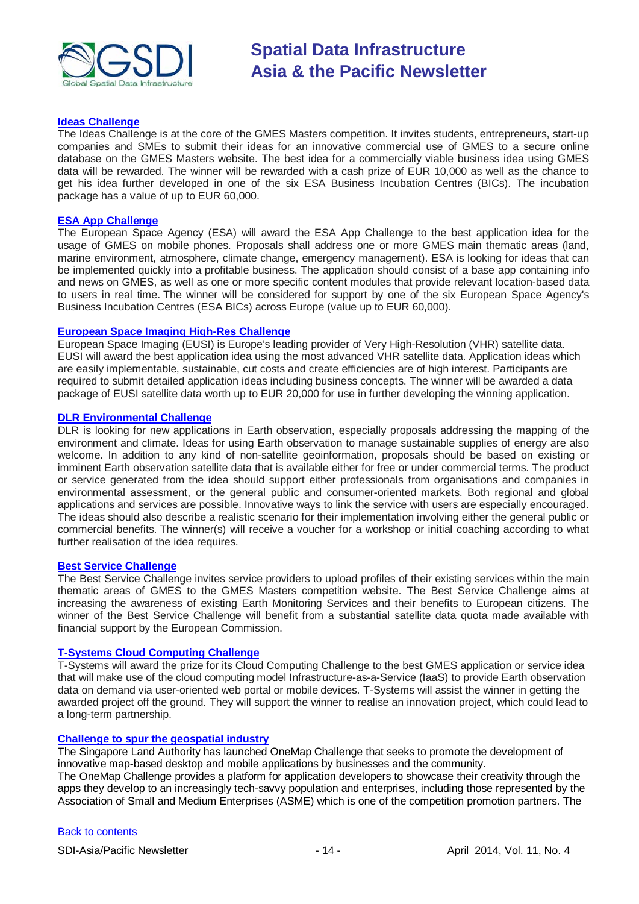### Ideas Challenge

The Ideas Challenge is at the core of the GMES Masters competition. It invites students, entrepreneurs, start-up companies and SMEs to submit their ideas for an innovative commercial use of GMES to a secure online database on the GMES Masters website. The best idea for a commercially viable business idea using GMES data will be rewarded. The winner will be rewarded with a cash prize of EUR 10,000 as well as the chance to get his idea further developed in one of the six ESA Business Incubation Centres (BICs). The incubation package has a value of up to EUR 60,000.

### ESA App Challenge

The European Space Agency (ESA) will award the ESA App Challenge to the best application idea for the usage of GMES on mobile phones. Proposals shall address one or more GMES main thematic areas (land, marine environment, atmosphere, climate change, emergency management). ESA is looking for ideas that can be implemented quickly into a profitable business. The application should consist of a base app containing info and news on GMES, as well as one or more specific content modules that provide relevant location-based data to users in real time. The winner will be considered for support by one of the six European Space Agency's Business Incubation Centres (ESA BICs) across Europe (value up to EUR 60,000).

### European Space Imaging High-Res Challenge

European Space Imaging (EUSI) is Europe's leading provider of Very High-Resolution (VHR) satellite data. EUSI will award the best application idea using the most advanced VHR satellite data. Application ideas which are easily implementable, sustainable, cut costs and create efficiencies are of high interest. Participants are required to submit detailed application ideas including business concepts. The winner will be awarded a data package of EUSI satellite data worth up to EUR 20,000 for use in further developing the winning application.

### DLR Environmental Challenge

DLR is looking for new applications in Earth observation, especially proposals addressing the mapping of the environment and climate. Ideas for using Earth observation to manage sustainable supplies of energy are also welcome. In addition to any kind of non-satellite geoinformation, proposals should be based on existing or imminent Earth observation satellite data that is available either for free or under commercial terms. The product or service generated from the idea should support either professionals from organisations and companies in environmental assessment, or the general public and consumer-oriented markets. Both regional and global applications and services are possible. Innovative ways to link the service with users are especially encouraged. The ideas should also describe a realistic scenario for their implementation involving either the general public or commercial benefits. The winner(s) will receive a voucher for a workshop or initial coaching according to what further realisation of the idea requires.

### Best Service Challenge

The Best Service Challenge invites service providers to upload profiles of their existing services within the main thematic areas of GMES to the GMES Masters competition website. The Best Service Challenge aims at increasing the awareness of existing Earth Monitoring Services and their benefits to European citizens. The winner of the Best Service Challenge will benefit from a substantial satellite data quota made available with financial support by the European Commission.

### T-Systems Cloud Computing Challenge

T-Systems will award the prize for its Cloud Computing Challenge to the best GMES application or service idea that will make use of the cloud computing model Infrastructure-as-a-Service (IaaS) to provide Earth observation data on demand via user-oriented web portal or mobile devices. T-Systems will assist the winner in getting the awarded project off the ground. They will support the winner to realise an innovation project, which could lead to a long-term partnership.

### Challenge to spur the geospatial industry

The Singapore Land Authority has launched OneMap Challenge that seeks to promote the development of innovative map-based desktop and mobile applications by businesses and the community.

The OneMap Challenge provides a platform for application developers to showcase their creativity through the apps they develop to an increasingly tech-savvy population and enterprises, including those represented by the Association of Small and Medium Enterprises (ASME) which is one of the competition promotion partners. The

Back to contents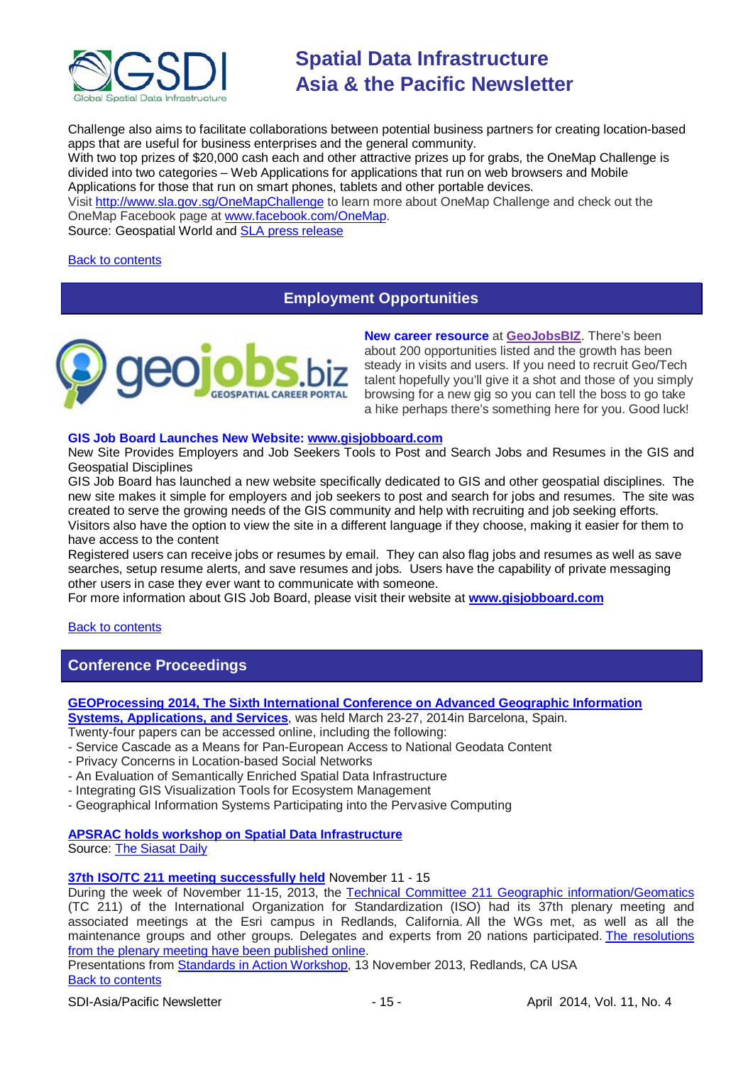Challenge also aims to facilitate collaborations between potential business partners for creating location-based apps that are useful for business enterprises and the general community.

With two top prizes of $20,000 cash each and other attractive prizes up for grabs, the OneMap Challenge is divided into two categories – Web Applications for applications that run on web browsers and Mobile Applications for those that run on smart phones, tablets and other portable devices.

Visit http://www.sla.gov.sg/OneMapChallenge to learn more about OneMap Challenge and check out the OneMap Facebook page at www.facebook.com/OneMap.

Source: Geospatial World and SLA press release

Back to contents

## Employment Opportunities

**New career resource** at **GeoJobsBIZ**. There's been about 200 opportunities listed and the growth has been steady in visits and users. If you need to recruit Geo/Tech talent hopefully you'll give it a shot and those of you simply browsing for a new gig so you can tell the boss to go take a hike perhaps there's something here for you. Good luck!

**GIS Job Board Launches New Website: www.gisjobboard.com**

New Site Provides Employers and Job Seekers Tools to Post and Search Jobs and Resumes in the GIS and Geospatial Disciplines

GIS Job Board has launched a new website specifically dedicated to GIS and other geospatial disciplines. The new site makes it simple for employers and job seekers to post and search for jobs and resumes. The site was created to serve the growing needs of the GIS community and help with recruiting and job seeking efforts. Visitors also have the option to view the site in a different language if they choose, making it easier for them to have access to the content

Registered users can receive jobs or resumes by email. They can also flag jobs and resumes as well as save searches, setup resume alerts, and save resumes and jobs. Users have the capability of private messaging other users in case they ever want to communicate with someone.

For more information about GIS Job Board, please visit their website at **www.gisjobboard.com**

Back to contents

## Conference Proceedings

**GEOProcessing 2014, The Sixth International Conference on Advanced Geographic Information Systems, Applications, and Services**, was held March 23-27, 2014in Barcelona, Spain.

Twenty-four papers can be accessed online, including the following:

- Service Cascade as a Means for Pan-European Access to National Geodata Content
- Privacy Concerns in Location-based Social Networks
- An Evaluation of Semantically Enriched Spatial Data Infrastructure
- Integrating GIS Visualization Tools for Ecosystem Management
- Geographical Information Systems Participating into the Pervasive Computing

**APSRAC holds workshop on Spatial Data Infrastructure**

Source: The Siasat Daily

**37th ISO/TC 211 meeting successfully held** November 11 - 15

During the week of November 11-15, 2013, the Technical Committee 211 Geographic information/Geomatics (TC 211) of the International Organization for Standardization (ISO) had its 37th plenary meeting and associated meetings at the Esri campus in Redlands, California. All the WGs met, as well as all the maintenance groups and other groups. Delegates and experts from 20 nations participated. The resolutions from the plenary meeting have been published online.

Presentations from Standards in Action Workshop, 13 November 2013, Redlands, CA USA

Back to contents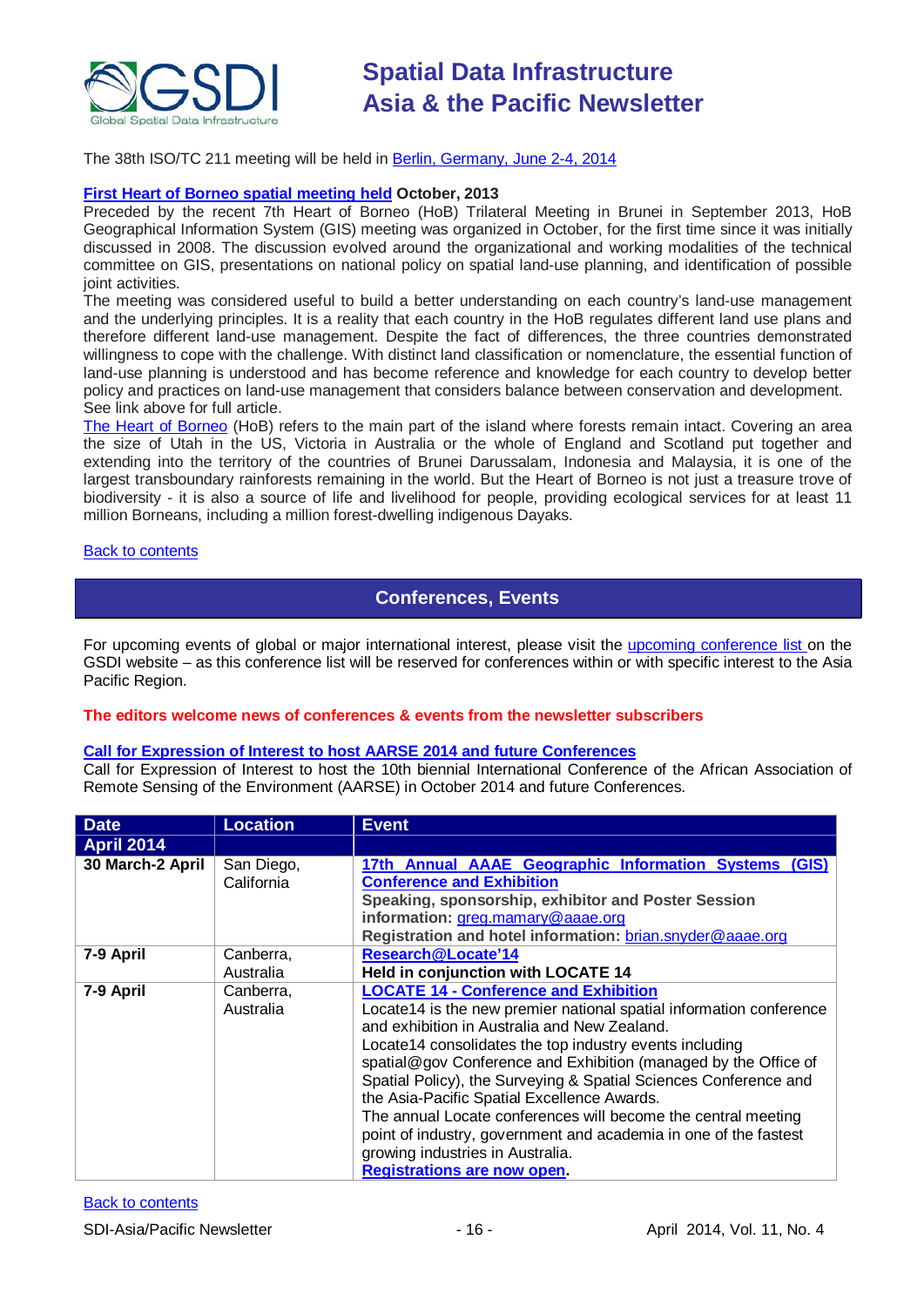The 38th ISO/TC 211 meeting will be held in Berlin, Germany, June 2-4, 2014

**First Heart of Borneo spatial meeting held October, 2013**

Preceded by the recent 7th Heart of Borneo (HoB) Trilateral Meeting in Brunei in September 2013, HoB Geographical Information System (GIS) meeting was organized in October, for the first time since it was initially discussed in 2008. The discussion evolved around the organizational and working modalities of the technical committee on GIS, presentations on national policy on spatial land-use planning, and identification of possible joint activities.

The meeting was considered useful to build a better understanding on each country's land-use management and the underlying principles. It is a reality that each country in the HoB regulates different land use plans and therefore different land-use management. Despite the fact of differences, the three countries demonstrated willingness to cope with the challenge. With distinct land classification or nomenclature, the essential function of land-use planning is understood and has become reference and knowledge for each country to develop better policy and practices on land-use management that considers balance between conservation and development. See link above for full article.

The Heart of Borneo (HoB) refers to the main part of the island where forests remain intact. Covering an area the size of Utah in the US, Victoria in Australia or the whole of England and Scotland put together and extending into the territory of the countries of Brunei Darussalam, Indonesia and Malaysia, it is one of the largest transboundary rainforests remaining in the world. But the Heart of Borneo is not just a treasure trove of biodiversity - it is also a source of life and livelihood for people, providing ecological services for at least 11 million Borneans, including a million forest-dwelling indigenous Dayaks.

Back to contents

## Conferences, Events

For upcoming events of global or major international interest, please visit the upcoming conference list on the GSDI website – as this conference list will be reserved for conferences within or with specific interest to the Asia Pacific Region.

**The editors welcome news of conferences & events from the newsletter subscribers**

**Call for Expression of Interest to host AARSE 2014 and future Conferences**

Call for Expression of Interest to host the 10th biennial International Conference of the African Association of Remote Sensing of the Environment (AARSE) in October 2014 and future Conferences.

| Date | Location | Event |
|---|---|---|
| **April 2014** | | |
| **30 March-2 April** | San Diego, California | **17th Annual AAAE Geographic Information Systems (GIS) Conference and Exhibition**<br>**Speaking, sponsorship, exhibitor and Poster Session information:** greg.mamary@aaae.org<br>**Registration and hotel information:** brian.snyder@aaae.org |
| **7-9 April** | Canberra, Australia | **Research@Locate'14**<br>**Held in conjunction with LOCATE 14** |
| **7-9 April** | Canberra, Australia | **LOCATE 14 - Conference and Exhibition**<br>Locate14 is the new premier national spatial information conference and exhibition in Australia and New Zealand.<br>Locate14 consolidates the top industry events including spatial@gov Conference and Exhibition (managed by the Office of Spatial Policy), the Surveying & Spatial Sciences Conference and the Asia-Pacific Spatial Excellence Awards.<br>The annual Locate conferences will become the central meeting point of industry, government and academia in one of the fastest growing industries in Australia.<br>**Registrations are now open.** |

Back to contents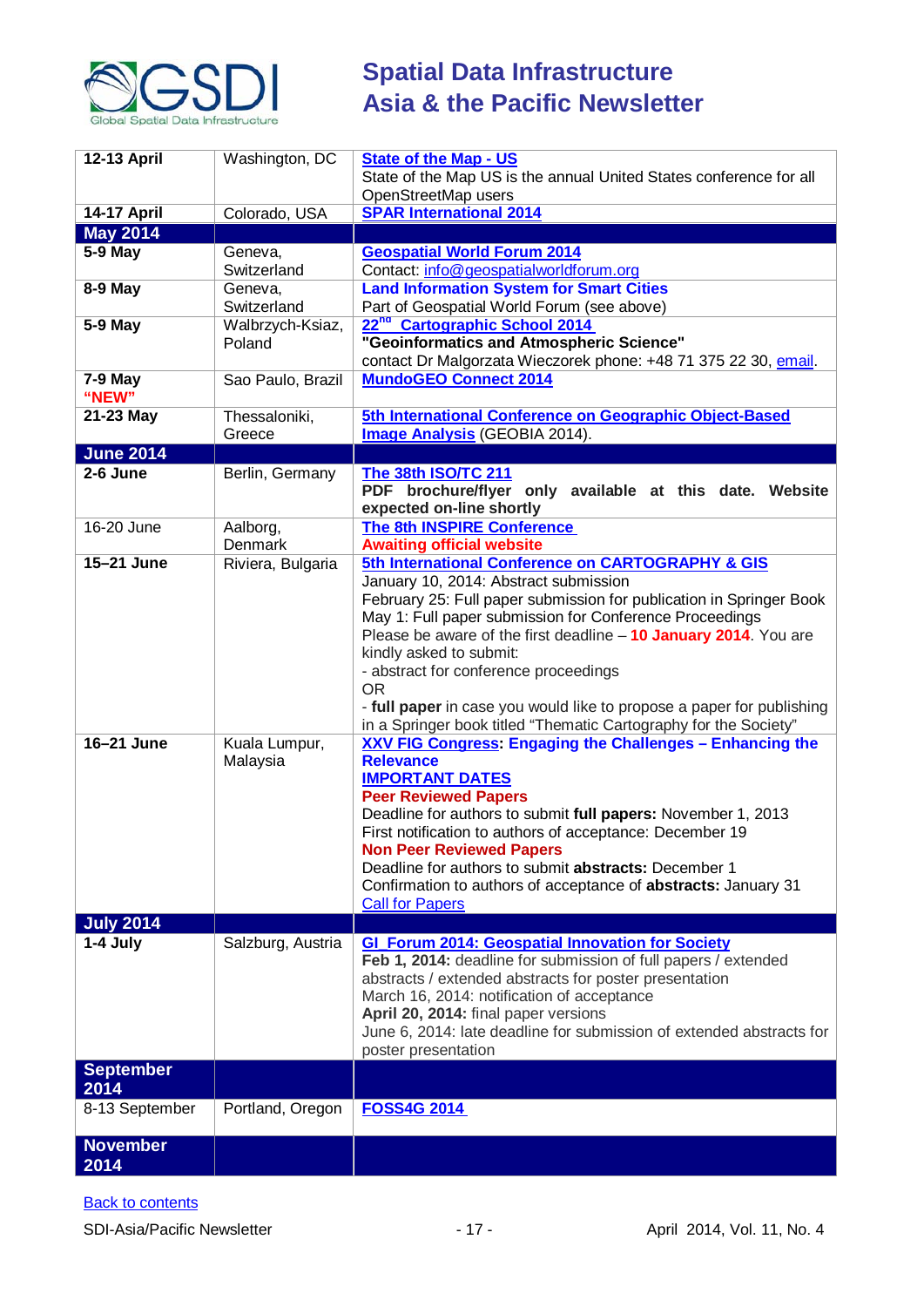| | | |
|---|---|---|
| **12-13 April** | Washington, DC | **State of the Map - US**<br>State of the Map US is the annual United States conference for all OpenStreetMap users |
| **14-17 April** | Colorado, USA | **SPAR International 2014** |
| **May 2014** | | |
| **5-9 May** | Geneva, Switzerland | **Geospatial World Forum 2014**<br>Contact: info@geospatialworldforum.org |
| **8-9 May** | Geneva, Switzerland | **Land Information System for Smart Cities**<br>Part of Geospatial World Forum (see above) |
| **5-9 May** | Walbrzych-Ksiaz, Poland | **22nd Cartographic School 2014**<br>**"Geoinformatics and Atmospheric Science"**<br>contact Dr Malgorzata Wieczorek phone: +48 71 375 22 30, email. |
| **7-9 May**<br>**"NEW"** | Sao Paulo, Brazil | **MundoGEO Connect 2014** |
| **21-23 May** | Thessaloniki, Greece | **5th International Conference on Geographic Object-Based Image Analysis** (GEOBIA 2014). |
| **June 2014** | | |
| **2-6 June** | Berlin, Germany | **The 38th ISO/TC 211**<br>**PDF brochure/flyer only available at this date. Website expected on-line shortly** |
| 16-20 June | Aalborg, Denmark | **The 8th INSPIRE Conference**<br>**Awaiting official website** |
| **15–21 June** | Riviera, Bulgaria | **5th International Conference on CARTOGRAPHY & GIS**<br>January 10, 2014: Abstract submission<br>February 25: Full paper submission for publication in Springer Book<br>May 1: Full paper submission for Conference Proceedings<br>Please be aware of the first deadline – **10 January 2014**. You are kindly asked to submit:<br>- abstract for conference proceedings<br>OR<br>- **full paper** in case you would like to propose a paper for publishing in a Springer book titled "Thematic Cartography for the Society" |
| **16–21 June** | Kuala Lumpur, Malaysia | **XXV FIG Congress: Engaging the Challenges – Enhancing the Relevance**<br>**IMPORTANT DATES**<br>**Peer Reviewed Papers**<br>Deadline for authors to submit **full papers:** November 1, 2013<br>First notification to authors of acceptance: December 19<br>**Non Peer Reviewed Papers**<br>Deadline for authors to submit **abstracts:** December 1<br>Confirmation to authors of acceptance of **abstracts:** January 31<br>Call for Papers |
| **July 2014** | | |
| **1-4 July** | Salzburg, Austria | **GI_Forum 2014: Geospatial Innovation for Society**<br>**Feb 1, 2014:** deadline for submission of full papers / extended abstracts / extended abstracts for poster presentation<br>March 16, 2014: notification of acceptance<br>**April 20, 2014:** final paper versions<br>June 6, 2014: late deadline for submission of extended abstracts for poster presentation |
| **September 2014** | | |
| 8-13 September | Portland, Oregon | **FOSS4G 2014** |
| **November 2014** | | |

Back to contents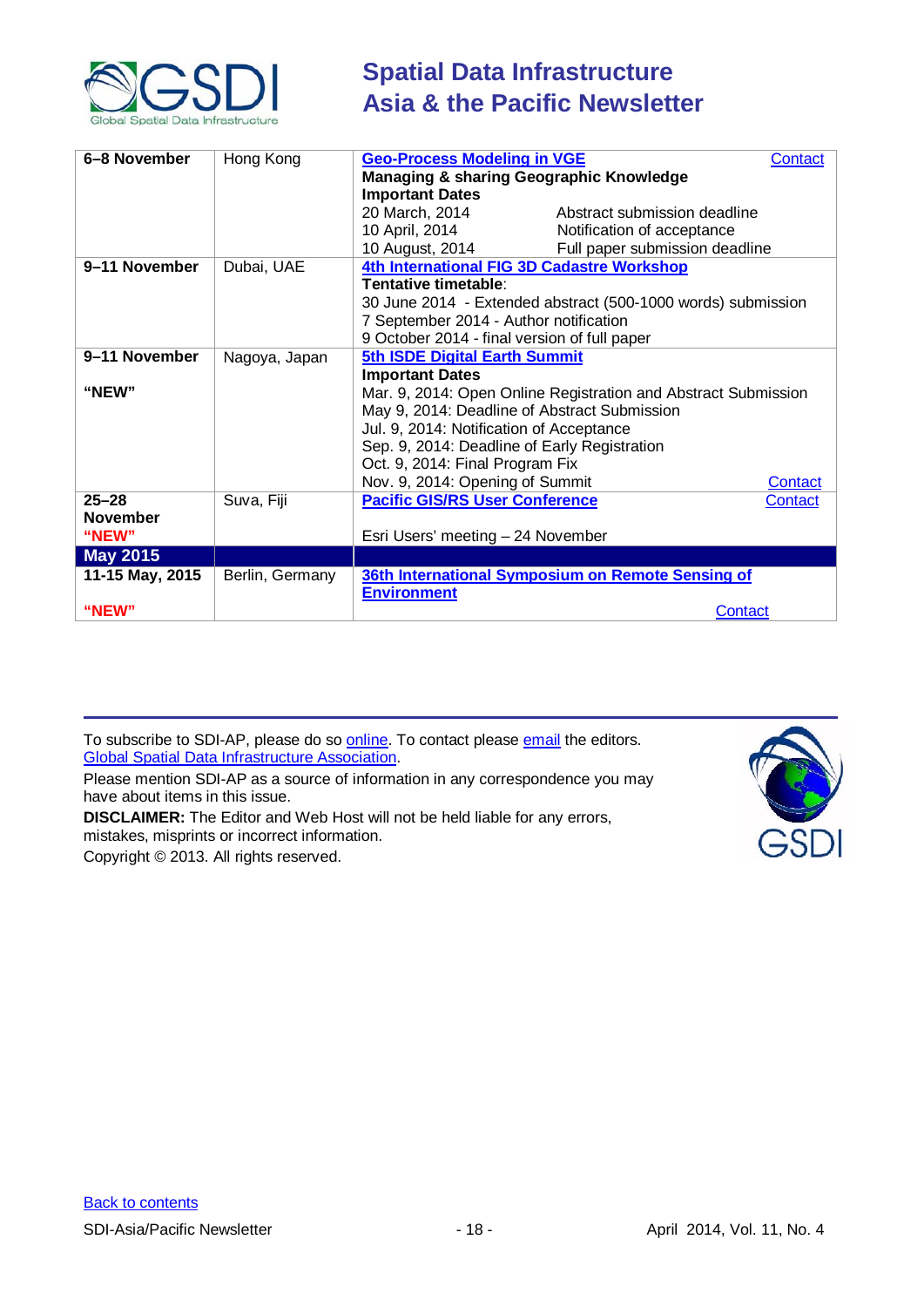| | | |
|---|---|---|
| **6–8 November** | Hong Kong | **Geo-Process Modeling in VGE** Contact<br>**Managing & sharing Geographic Knowledge**<br>**Important Dates**<br>20 March, 2014 Abstract submission deadline<br>10 April, 2014 Notification of acceptance<br>10 August, 2014 Full paper submission deadline |
| **9–11 November** | Dubai, UAE | **4th International FIG 3D Cadastre Workshop**<br>**Tentative timetable**:<br>30 June 2014 - Extended abstract (500-1000 words) submission<br>7 September 2014 - Author notification<br>9 October 2014 - final version of full paper |
| **9–11 November**<br><br>**"NEW"** | Nagoya, Japan | **5th ISDE Digital Earth Summit**<br>**Important Dates**<br>Mar. 9, 2014: Open Online Registration and Abstract Submission<br>May 9, 2014: Deadline of Abstract Submission<br>Jul. 9, 2014: Notification of Acceptance<br>Sep. 9, 2014: Deadline of Early Registration<br>Oct. 9, 2014: Final Program Fix<br>Nov. 9, 2014: Opening of Summit Contact |
| **25–28 November**<br>**"NEW"** | Suva, Fiji | **Pacific GIS/RS User Conference** Contact<br><br>Esri Users' meeting – 24 November |
| **May 2015** | | |
| **11-15 May, 2015**<br><br>**"NEW"** | Berlin, Germany | **36th International Symposium on Remote Sensing of Environment**<br>Contact |

To subscribe to SDI-AP, please do so online. To contact please email the editors.
Global Spatial Data Infrastructure Association.

Please mention SDI-AP as a source of information in any correspondence you may have about items in this issue.

**DISCLAIMER:** The Editor and Web Host will not be held liable for any errors, mistakes, misprints or incorrect information.

Copyright © 2013. All rights reserved.

Back to contents